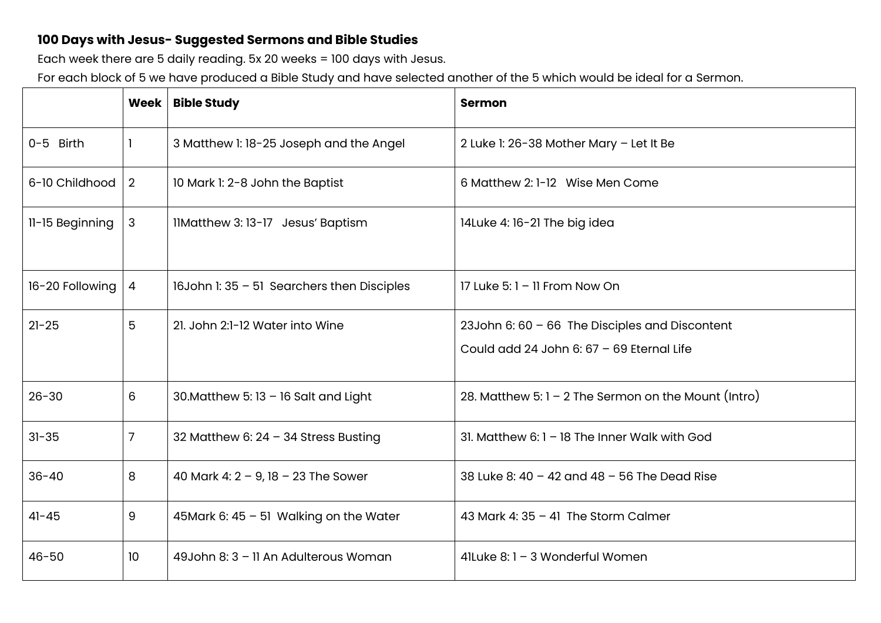**100 Days with Jesus- Suggested Sermons and Bible Studies**

Each week there are 5 daily reading. 5x 20 weeks = 100 days with Jesus.

For each block of 5 we have produced a Bible Study and have selected another of the 5 which would be ideal for a Sermon.

| | Week | Bible Study | Sermon |
|---|---|---|---|
| 0-5 Birth | 1 | 3 Matthew 1: 18-25 Joseph and the Angel | 2 Luke 1: 26-38 Mother Mary – Let It Be |
| 6-10 Childhood | 2 | 10 Mark 1: 2-8 John the Baptist | 6 Matthew 2: 1-12 Wise Men Come |
| 11-15 Beginning | 3 | 11Matthew 3: 13-17 Jesus' Baptism | 14Luke 4: 16-21 The big idea |
| 16-20 Following | 4 | 16John 1: 35 – 51 Searchers then Disciples | 17 Luke 5: 1 – 11 From Now On |
| 21-25 | 5 | 21. John 2:1-12 Water into Wine | 23John 6: 60 – 66 The Disciples and Discontent<br>Could add 24 John 6: 67 – 69 Eternal Life |
| 26-30 | 6 | 30.Matthew 5: 13 – 16 Salt and Light | 28. Matthew 5: 1 – 2 The Sermon on the Mount (Intro) |
| 31-35 | 7 | 32 Matthew 6: 24 – 34 Stress Busting | 31. Matthew 6: 1 – 18 The Inner Walk with God |
| 36-40 | 8 | 40 Mark 4: 2 – 9, 18 – 23 The Sower | 38 Luke 8: 40 – 42 and 48 – 56 The Dead Rise |
| 41-45 | 9 | 45Mark 6: 45 – 51 Walking on the Water | 43 Mark 4: 35 – 41 The Storm Calmer |
| 46-50 | 10 | 49John 8: 3 – 11 An Adulterous Woman | 41Luke 8: 1 – 3 Wonderful Women |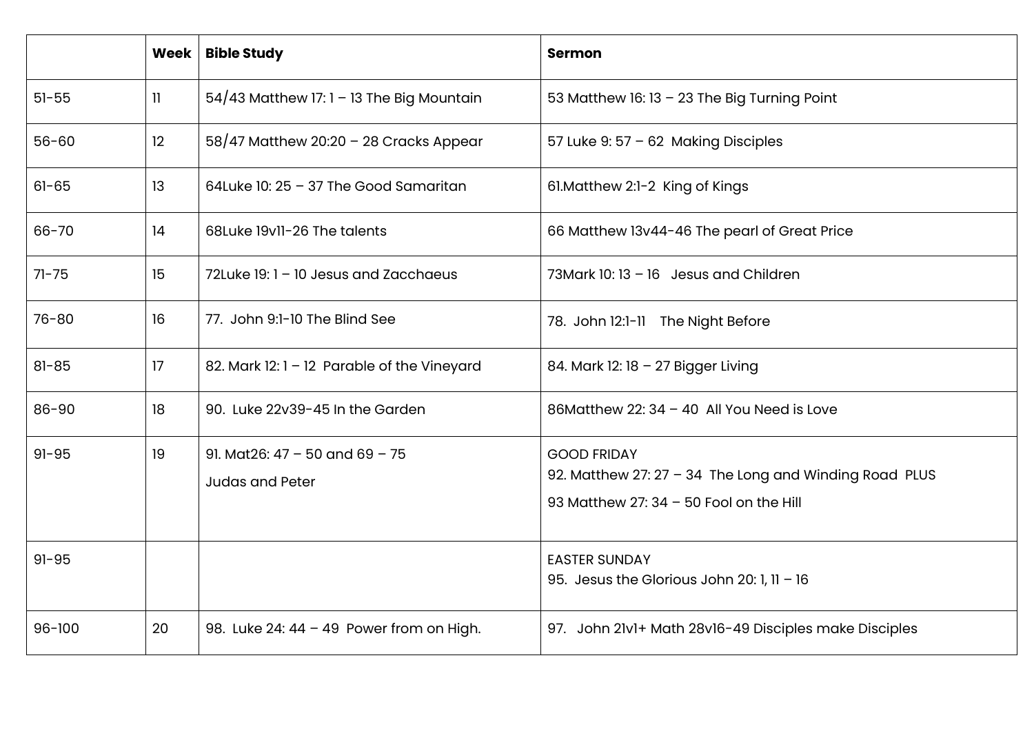| | Week | Bible Study | Sermon |
|---|---|---|---|
| 51-55 | 11 | 54/43 Matthew 17: 1 – 13 The Big Mountain | 53 Matthew 16: 13 – 23 The Big Turning Point |
| 56-60 | 12 | 58/47 Matthew 20:20 – 28 Cracks Appear | 57 Luke 9: 57 – 62 Making Disciples |
| 61-65 | 13 | 64Luke 10: 25 – 37 The Good Samaritan | 61.Matthew 2:1-2 King of Kings |
| 66-70 | 14 | 68Luke 19v11-26 The talents | 66 Matthew 13v44-46 The pearl of Great Price |
| 71-75 | 15 | 72Luke 19: 1 – 10 Jesus and Zacchaeus | 73Mark 10: 13 – 16 Jesus and Children |
| 76-80 | 16 | 77. John 9:1-10 The Blind See | 78. John 12:1-11 The Night Before |
| 81-85 | 17 | 82. Mark 12: 1 – 12 Parable of the Vineyard | 84. Mark 12: 18 – 27 Bigger Living |
| 86-90 | 18 | 90. Luke 22v39-45 In the Garden | 86Matthew 22: 34 – 40 All You Need is Love |
| 91-95 | 19 | 91. Mat26: 47 – 50 and 69 – 75<br>Judas and Peter | GOOD FRIDAY<br>92. Matthew 27: 27 – 34 The Long and Winding Road PLUS<br>93 Matthew 27: 34 – 50 Fool on the Hill |
| 91-95 | | | EASTER SUNDAY<br>95. Jesus the Glorious John 20: 1, 11 – 16 |
| 96-100 | 20 | 98. Luke 24: 44 – 49 Power from on High. | 97. John 21v1+ Math 28v16-49 Disciples make Disciples |